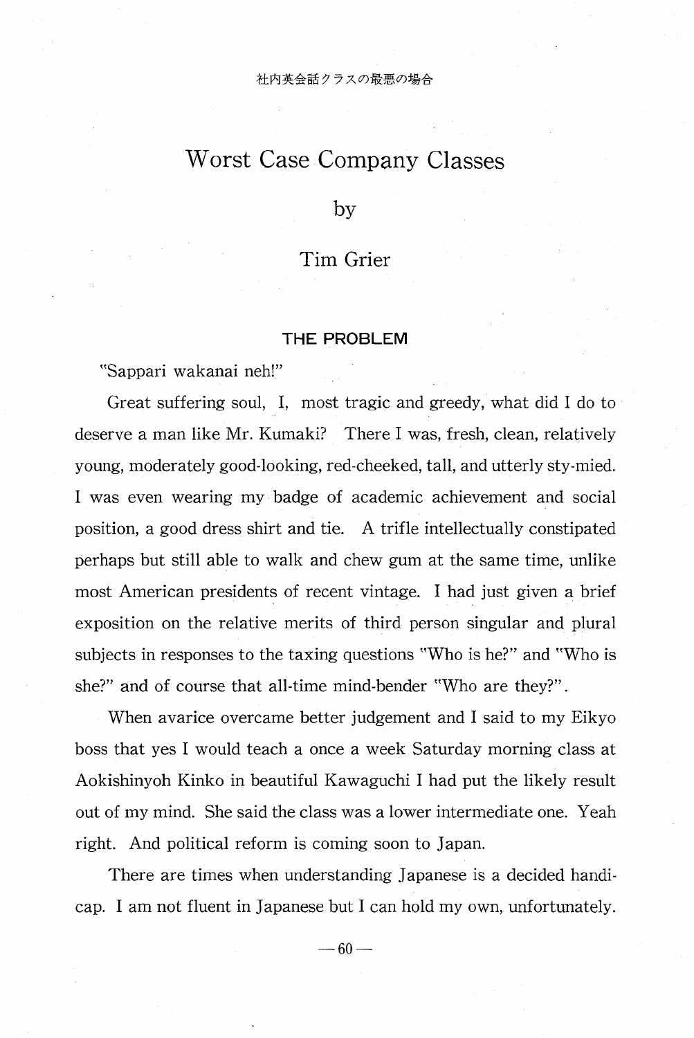社内英会話クラスの最悪の場合

# Worst Case Company Classes

by

Tim Grier

## THE PROBLEM

"Sappari wakanai neh!"

Great suffering soul, I, most tragic and greedy, what did I do to deserve a man like Mr. Kumaki? There I was, fresh, clean, relatively young, moderately good-looking, red-cheeked, tall, and utterly sty-mied. I was even wearing my badge of academic achievement and social position, a good dress shirt and tie. A trifle intellectually constipated perhaps but still able to walk and chew gum at the same time, unlike most American presidents of recent vintage. I had just given a brief exposition on the relative merits of third person singular and plural subjects in responses to the taxing questions "Who is he?" and "Who is she?" and of course that all-time mind-bender "Who are they?".

When avarice overcame better judgement and I said to my Eikyo boss that yes I would teach a once a week Saturday morning class at Aokishinyoh Kinko in beautiful Kawaguchi I had put the likely result out of my mind. She said the class was a lower intermediate one. Yeah right. And political reform is coming soon to Japan.

There are times when understanding Japanese is a decided handi-cap. I am not fluent in Japanese but I can hold my own, unfortunately.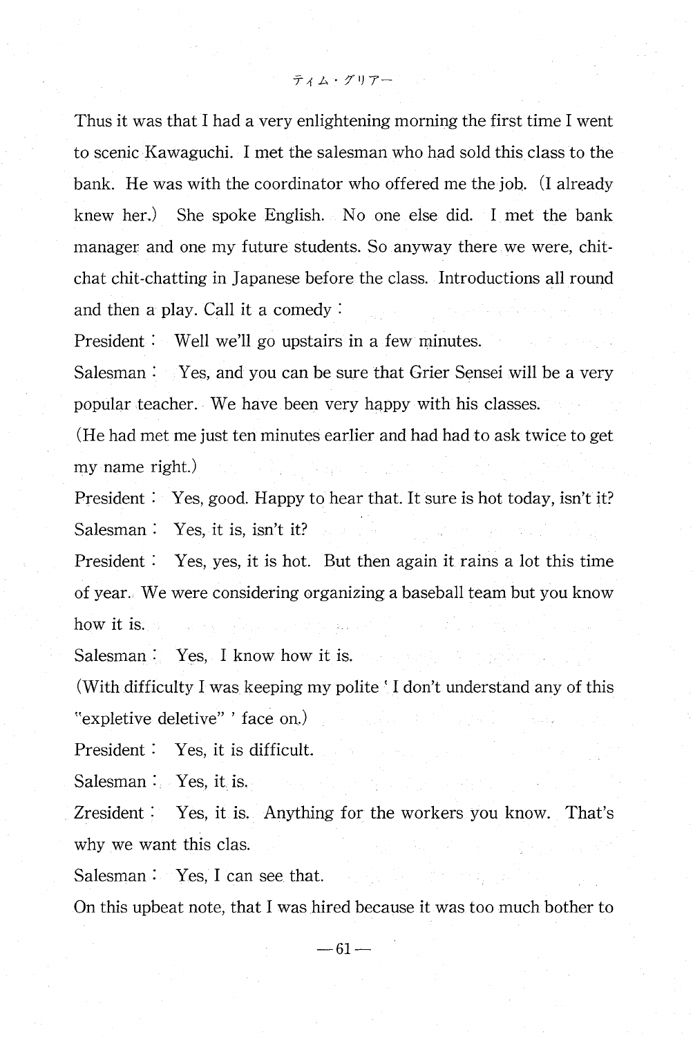Thus it was that I had a very enlightening morning the first time I went to scenic Kawaguchi. I met the salesman who had sold this class to the bank. He was with the coordinator who offered me the job. (I already knew her.) She spoke English. No one else did. I met the bank manager and one my future students. So anyway there we were, chit-chat chit-chatting in Japanese before the class. Introductions all round and then a play. Call it a comedy :

President : Well we'll go upstairs in a few minutes.

Salesman : Yes, and you can be sure that Grier Sensei will be a very popular teacher. We have been very happy with his classes.

(He had met me just ten minutes earlier and had had to ask twice to get my name right.)

President : Yes, good. Happy to hear that. It sure is hot today, isn't it?

Salesman : Yes, it is, isn't it?

President : Yes, yes, it is hot. But then again it rains a lot this time of year. We were considering organizing a baseball team but you know how it is.

Salesman : Yes, I know how it is.

(With difficulty I was keeping my polite ' I don't understand any of this "expletive deletive" ' face on.)

President : Yes, it is difficult.

Salesman : Yes, it is.

Zresident : Yes, it is. Anything for the workers you know. That's why we want this clas.

Salesman : Yes, I can see that.

On this upbeat note, that I was hired because it was too much bother to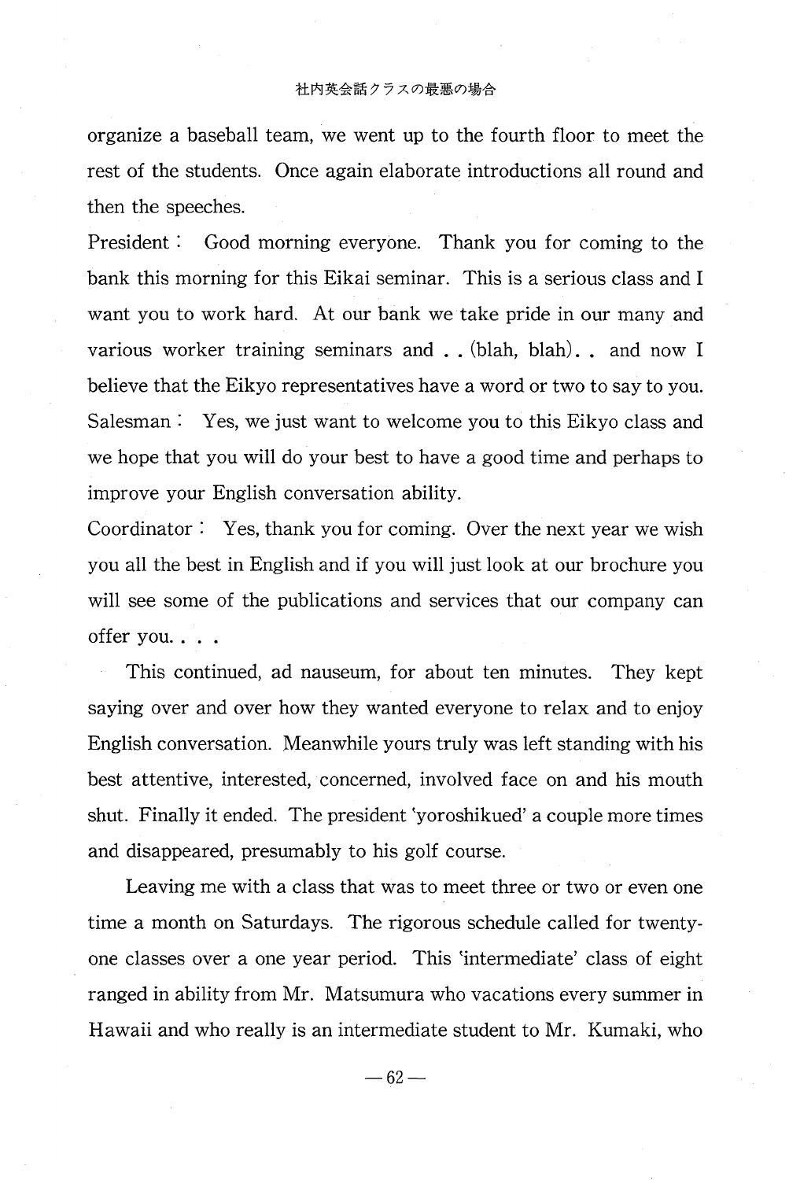organize a baseball team, we went up to the fourth floor to meet the rest of the students. Once again elaborate introductions all round and then the speeches.

President : Good morning everyone. Thank you for coming to the bank this morning for this Eikai seminar. This is a serious class and I want you to work hard. At our bank we take pride in our many and various worker training seminars and . . (blah, blah). . and now I believe that the Eikyo representatives have a word or two to say to you.

Salesman : Yes, we just want to welcome you to this Eikyo class and we hope that you will do your best to have a good time and perhaps to improve your English conversation ability.

Coordinator : Yes, thank you for coming. Over the next year we wish you all the best in English and if you will just look at our brochure you will see some of the publications and services that our company can offer you. . . .

This continued, ad nauseum, for about ten minutes. They kept saying over and over how they wanted everyone to relax and to enjoy English conversation. Meanwhile yours truly was left standing with his best attentive, interested, concerned, involved face on and his mouth shut. Finally it ended. The president 'yoroshikued' a couple more times and disappeared, presumably to his golf course.

Leaving me with a class that was to meet three or two or even one time a month on Saturdays. The rigorous schedule called for twenty-one classes over a one year period. This 'intermediate' class of eight ranged in ability from Mr. Matsumura who vacations every summer in Hawaii and who really is an intermediate student to Mr. Kumaki, who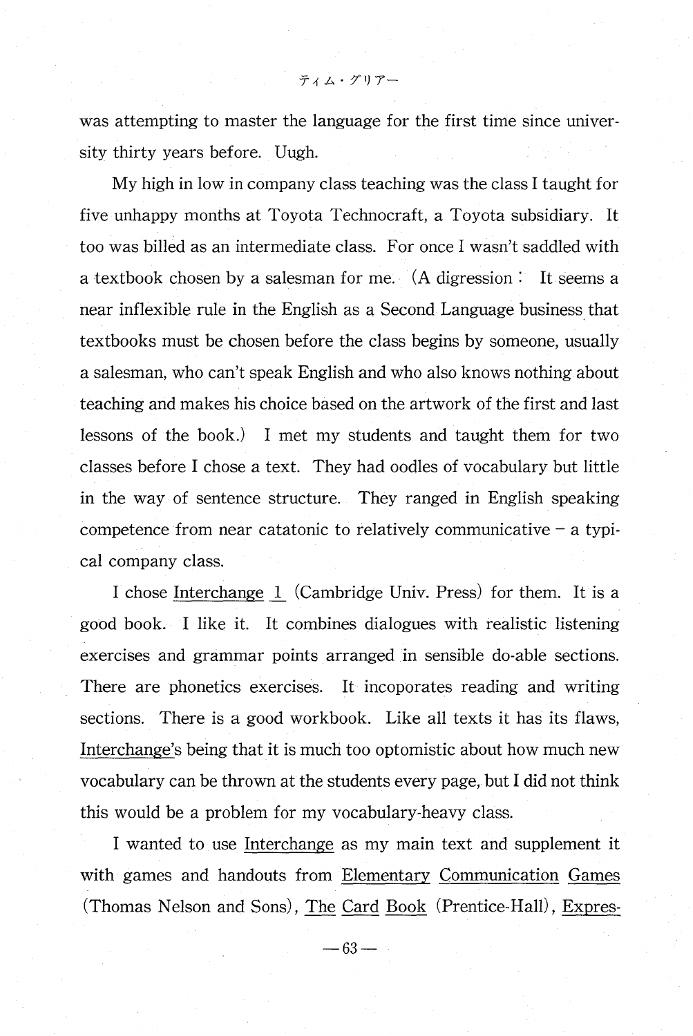was attempting to master the language for the first time since university thirty years before. Ugh.

My high in low in company class teaching was the class I taught for five unhappy months at Toyota Technocraft, a Toyota subsidiary. It too was billed as an intermediate class. For once I wasn't saddled with a textbook chosen by a salesman for me. (A digression: It seems a near inflexible rule in the English as a Second Language business that textbooks must be chosen before the class begins by someone, usually a salesman, who can't speak English and who also knows nothing about teaching and makes his choice based on the artwork of the first and last lessons of the book.) I met my students and taught them for two classes before I chose a text. They had oodles of vocabulary but little in the way of sentence structure. They ranged in English speaking competence from near catatonic to relatively communicative – a typical company class.

I chose <u>Interchange 1</u> (Cambridge Univ. Press) for them. It is a good book. I like it. It combines dialogues with realistic listening exercises and grammar points arranged in sensible do-able sections. There are phonetics exercises. It incoporates reading and writing sections. There is a good workbook. Like all texts it has its flaws, <u>Interchange</u>'s being that it is much too optomistic about how much new vocabulary can be thrown at the students every page, but I did not think this would be a problem for my vocabulary-heavy class.

I wanted to use <u>Interchange</u> as my main text and supplement it with games and handouts from <u>Elementary Communication Games</u> (Thomas Nelson and Sons), <u>The Card Book</u> (Prentice-Hall), <u>Expres-</u>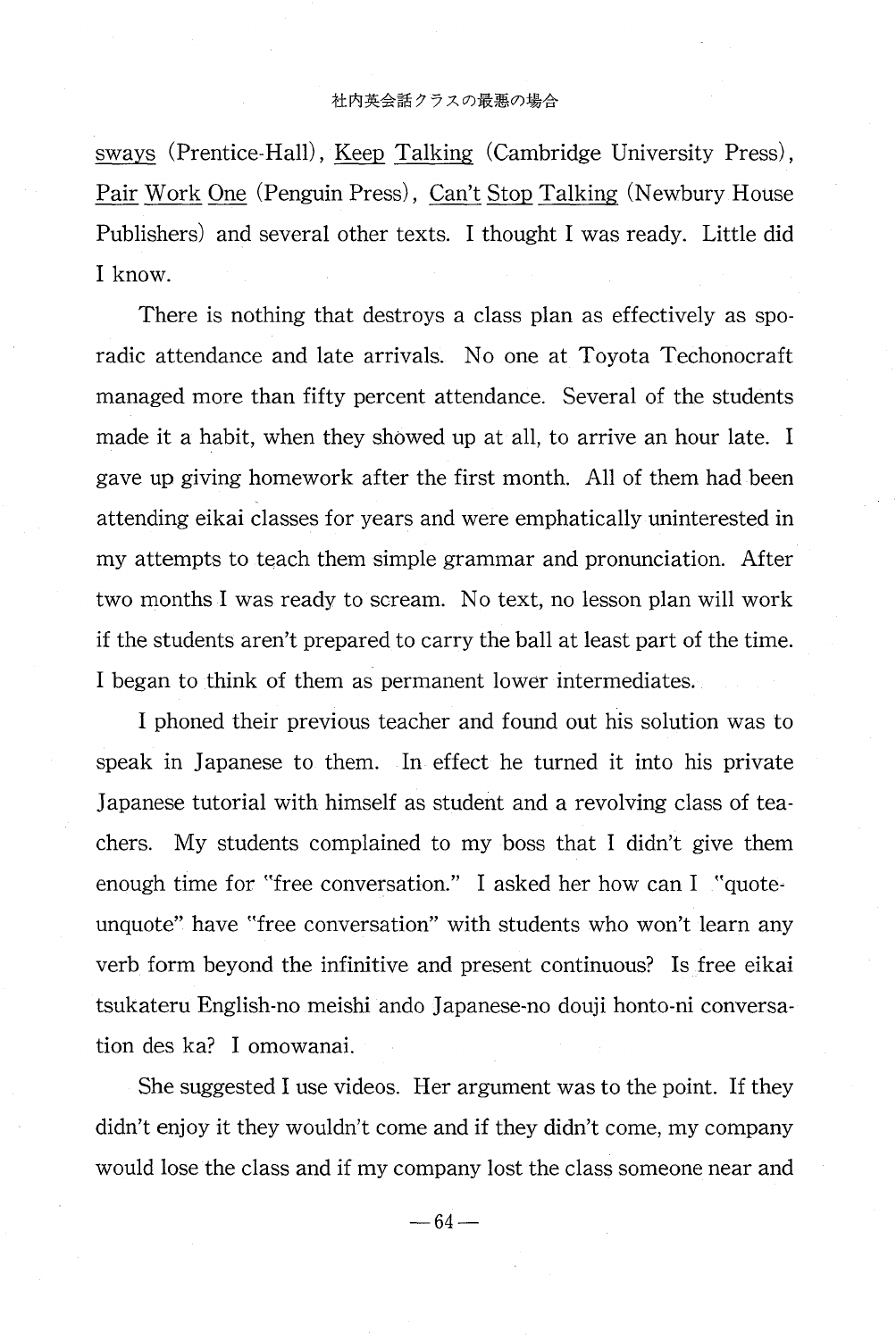sways (Prentice-Hall), Keep Talking (Cambridge University Press), Pair Work One (Penguin Press), Can't Stop Talking (Newbury House Publishers) and several other texts. I thought I was ready. Little did I know.

There is nothing that destroys a class plan as effectively as sporadic attendance and late arrivals. No one at Toyota Techonocraft managed more than fifty percent attendance. Several of the students made it a habit, when they showed up at all, to arrive an hour late. I gave up giving homework after the first month. All of them had been attending eikai classes for years and were emphatically uninterested in my attempts to teach them simple grammar and pronunciation. After two months I was ready to scream. No text, no lesson plan will work if the students aren't prepared to carry the ball at least part of the time. I began to think of them as permanent lower intermediates.

I phoned their previous teacher and found out his solution was to speak in Japanese to them. In effect he turned it into his private Japanese tutorial with himself as student and a revolving class of teachers. My students complained to my boss that I didn't give them enough time for "free conversation." I asked her how can I "quote-unquote" have "free conversation" with students who won't learn any verb form beyond the infinitive and present continuous? Is free eikai tsukateru English-no meishi ando Japanese-no douji honto-ni conversation des ka? I omowanai.

She suggested I use videos. Her argument was to the point. If they didn't enjoy it they wouldn't come and if they didn't come, my company would lose the class and if my company lost the class someone near and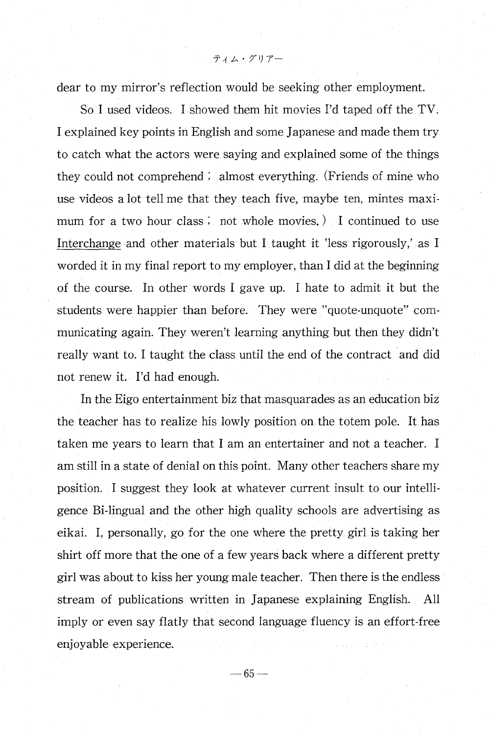dear to my mirror's reflection would be seeking other employment.

So I used videos. I showed them hit movies I'd taped off the TV. I explained key points in English and some Japanese and made them try to catch what the actors were saying and explained some of the things they could not comprehend ; almost everything. (Friends of mine who use videos a lot tell me that they teach five, maybe ten, mintes maximum for a two hour class ; not whole movies.) I continued to use Interchange and other materials but I taught it 'less rigorously,' as I worded it in my final report to my employer, than I did at the beginning of the course. In other words I gave up. I hate to admit it but the students were happier than before. They were "quote-unquote" communicating again. They weren't learning anything but then they didn't really want to. I taught the class until the end of the contract and did not renew it. I'd had enough.

In the Eigo entertainment biz that masquarades as an education biz the teacher has to realize his lowly position on the totem pole. It has taken me years to learn that I am an entertainer and not a teacher. I am still in a state of denial on this point. Many other teachers share my position. I suggest they look at whatever current insult to our intelligence Bi-lingual and the other high quality schools are advertising as eikai. I, personally, go for the one where the pretty girl is taking her shirt off more that the one of a few years back where a different pretty girl was about to kiss her young male teacher. Then there is the endless stream of publications written in Japanese explaining English. All imply or even say flatly that second language fluency is an effort-free enjoyable experience.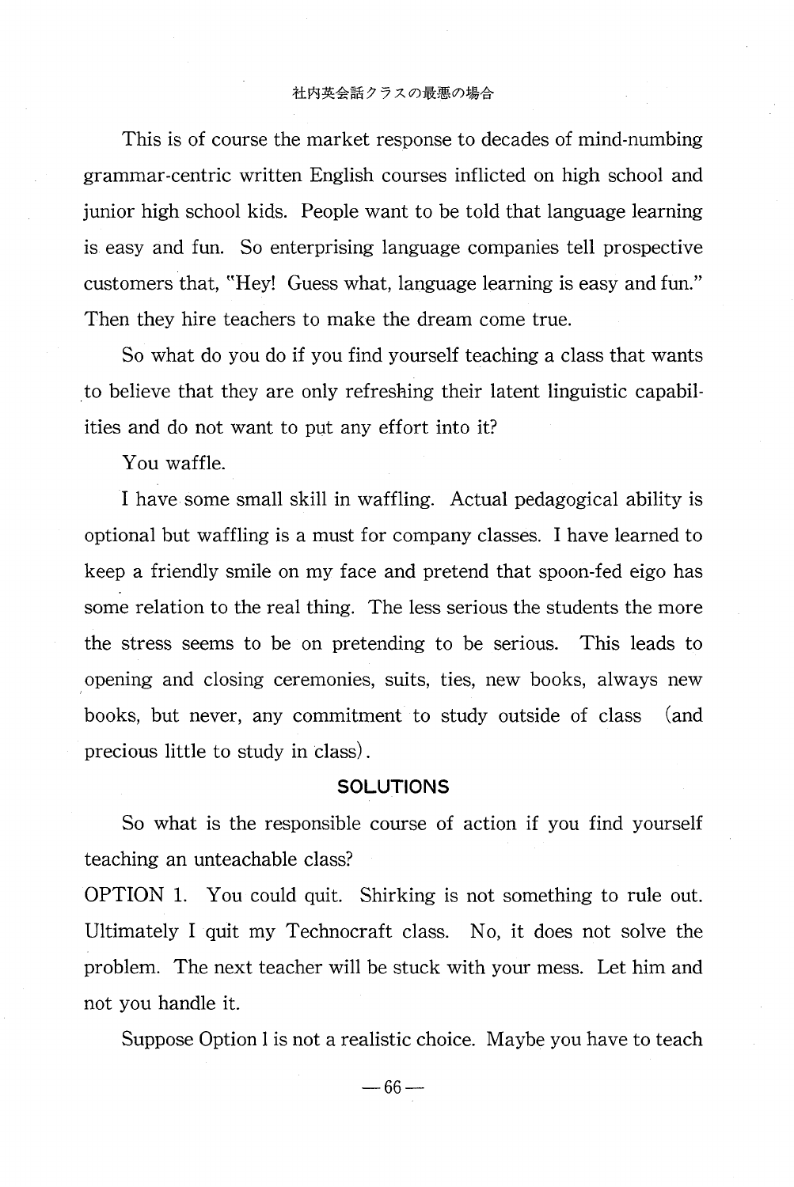This is of course the market response to decades of mind-numbing grammar-centric written English courses inflicted on high school and junior high school kids. People want to be told that language learning is easy and fun. So enterprising language companies tell prospective customers that, "Hey! Guess what, language learning is easy and fun." Then they hire teachers to make the dream come true.

So what do you do if you find yourself teaching a class that wants to believe that they are only refreshing their latent linguistic capabilities and do not want to put any effort into it?

You waffle.

I have some small skill in waffling. Actual pedagogical ability is optional but waffling is a must for company classes. I have learned to keep a friendly smile on my face and pretend that spoon-fed eigo has some relation to the real thing. The less serious the students the more the stress seems to be on pretending to be serious. This leads to opening and closing ceremonies, suits, ties, new books, always new books, but never, any commitment to study outside of class (and precious little to study in class).

## SOLUTIONS

So what is the responsible course of action if you find yourself teaching an unteachable class?

OPTION 1. You could quit. Shirking is not something to rule out. Ultimately I quit my Technocraft class. No, it does not solve the problem. The next teacher will be stuck with your mess. Let him and not you handle it.

Suppose Option 1 is not a realistic choice. Maybe you have to teach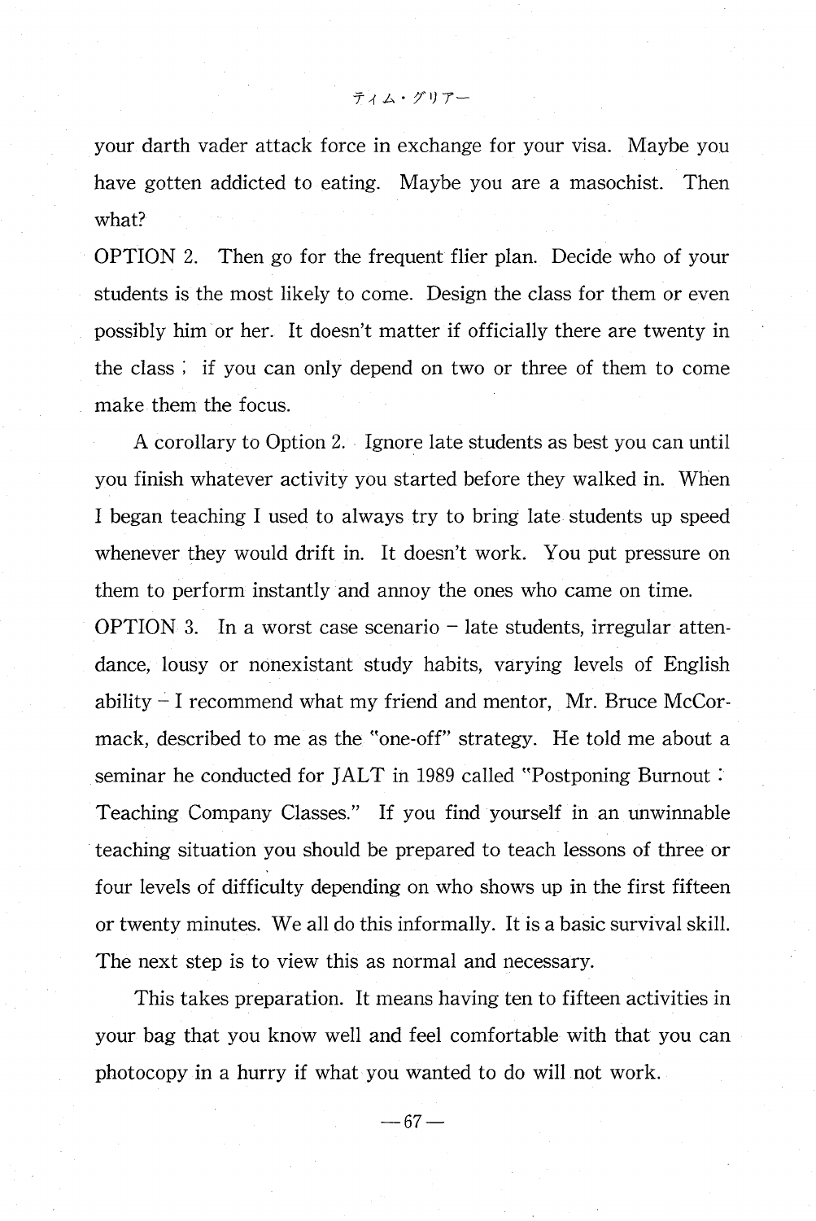your darth vader attack force in exchange for your visa. Maybe you have gotten addicted to eating. Maybe you are a masochist. Then what?

OPTION 2. Then go for the frequent flier plan. Decide who of your students is the most likely to come. Design the class for them or even possibly him or her. It doesn't matter if officially there are twenty in the class ; if you can only depend on two or three of them to come make them the focus.

A corollary to Option 2. Ignore late students as best you can until you finish whatever activity you started before they walked in. When I began teaching I used to always try to bring late students up speed whenever they would drift in. It doesn't work. You put pressure on them to perform instantly and annoy the ones who came on time.

OPTION 3. In a worst case scenario – late students, irregular attendance, lousy or nonexistant study habits, varying levels of English ability – I recommend what my friend and mentor, Mr. Bruce McCormack, described to me as the "one-off" strategy. He told me about a seminar he conducted for JALT in 1989 called "Postponing Burnout : Teaching Company Classes." If you find yourself in an unwinnable teaching situation you should be prepared to teach lessons of three or four levels of difficulty depending on who shows up in the first fifteen or twenty minutes. We all do this informally. It is a basic survival skill. The next step is to view this as normal and necessary.

This takes preparation. It means having ten to fifteen activities in your bag that you know well and feel comfortable with that you can photocopy in a hurry if what you wanted to do will not work.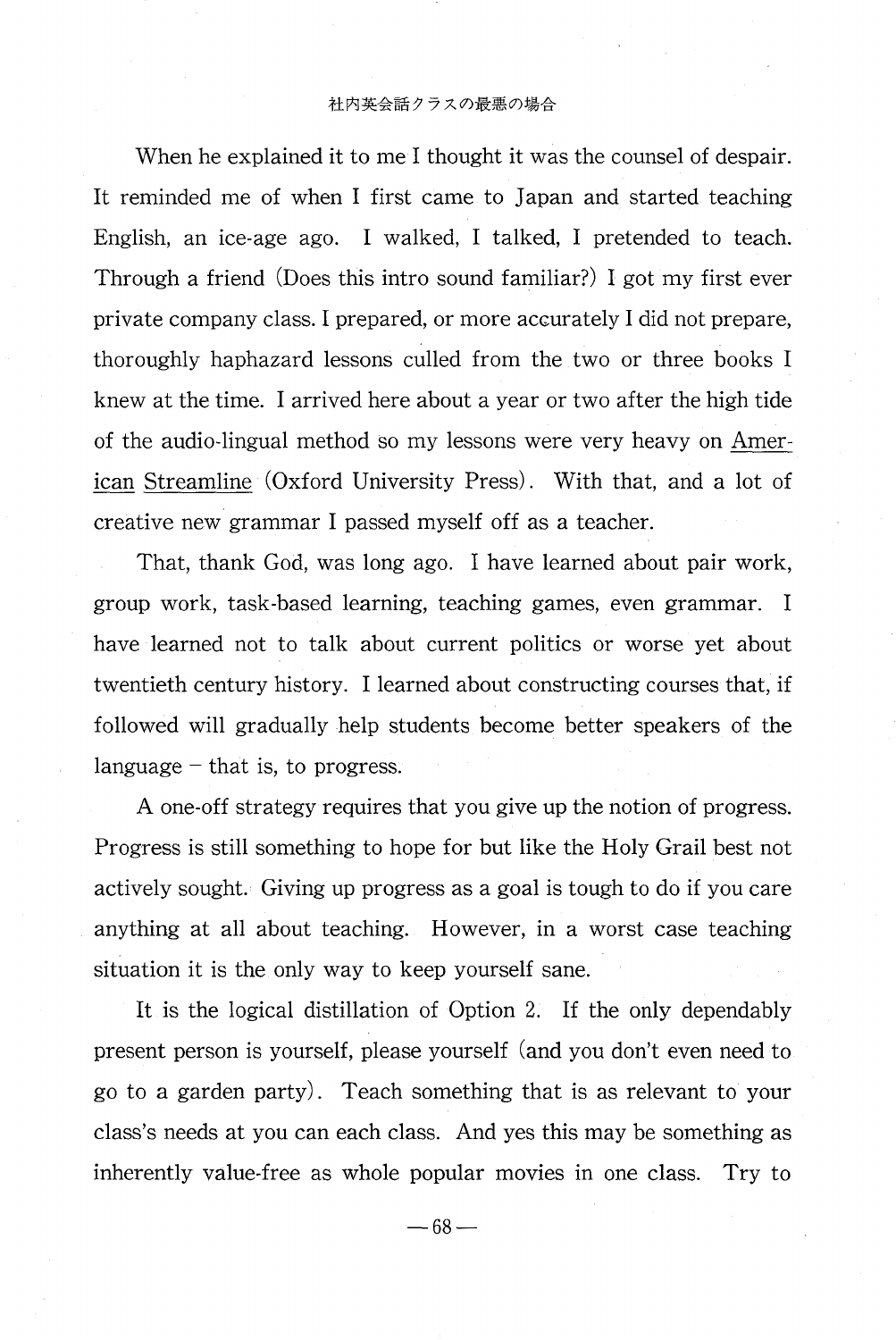When he explained it to me I thought it was the counsel of despair. It reminded me of when I first came to Japan and started teaching English, an ice-age ago. I walked, I talked, I pretended to teach. Through a friend (Does this intro sound familiar?) I got my first ever private company class. I prepared, or more accurately I did not prepare, thoroughly haphazard lessons culled from the two or three books I knew at the time. I arrived here about a year or two after the high tide of the audio-lingual method so my lessons were very heavy on <u>American Streamline</u> (Oxford University Press). With that, and a lot of creative new grammar I passed myself off as a teacher.

That, thank God, was long ago. I have learned about pair work, group work, task-based learning, teaching games, even grammar. I have learned not to talk about current politics or worse yet about twentieth century history. I learned about constructing courses that, if followed will gradually help students become better speakers of the language – that is, to progress.

A one-off strategy requires that you give up the notion of progress. Progress is still something to hope for but like the Holy Grail best not actively sought. Giving up progress as a goal is tough to do if you care anything at all about teaching. However, in a worst case teaching situation it is the only way to keep yourself sane.

It is the logical distillation of Option 2. If the only dependably present person is yourself, please yourself (and you don't even need to go to a garden party). Teach something that is as relevant to your class's needs at you can each class. And yes this may be something as inherently value-free as whole popular movies in one class. Try to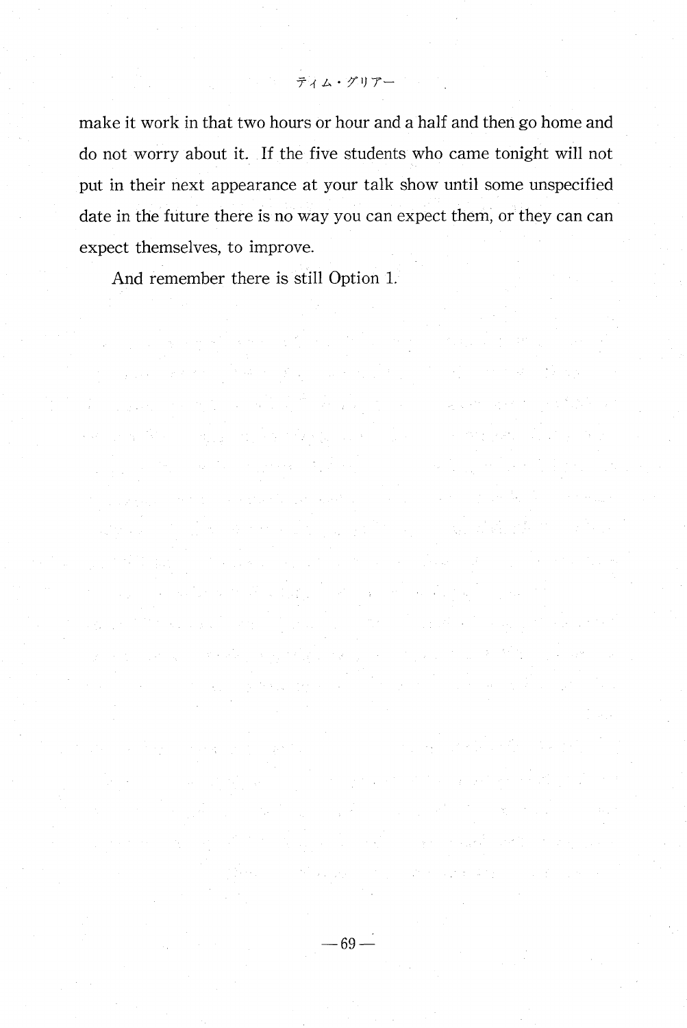make it work in that two hours or hour and a half and then go home and do not worry about it. If the five students who came tonight will not put in their next appearance at your talk show until some unspecified date in the future there is no way you can expect them, or they can can expect themselves, to improve.

And remember there is still Option 1.